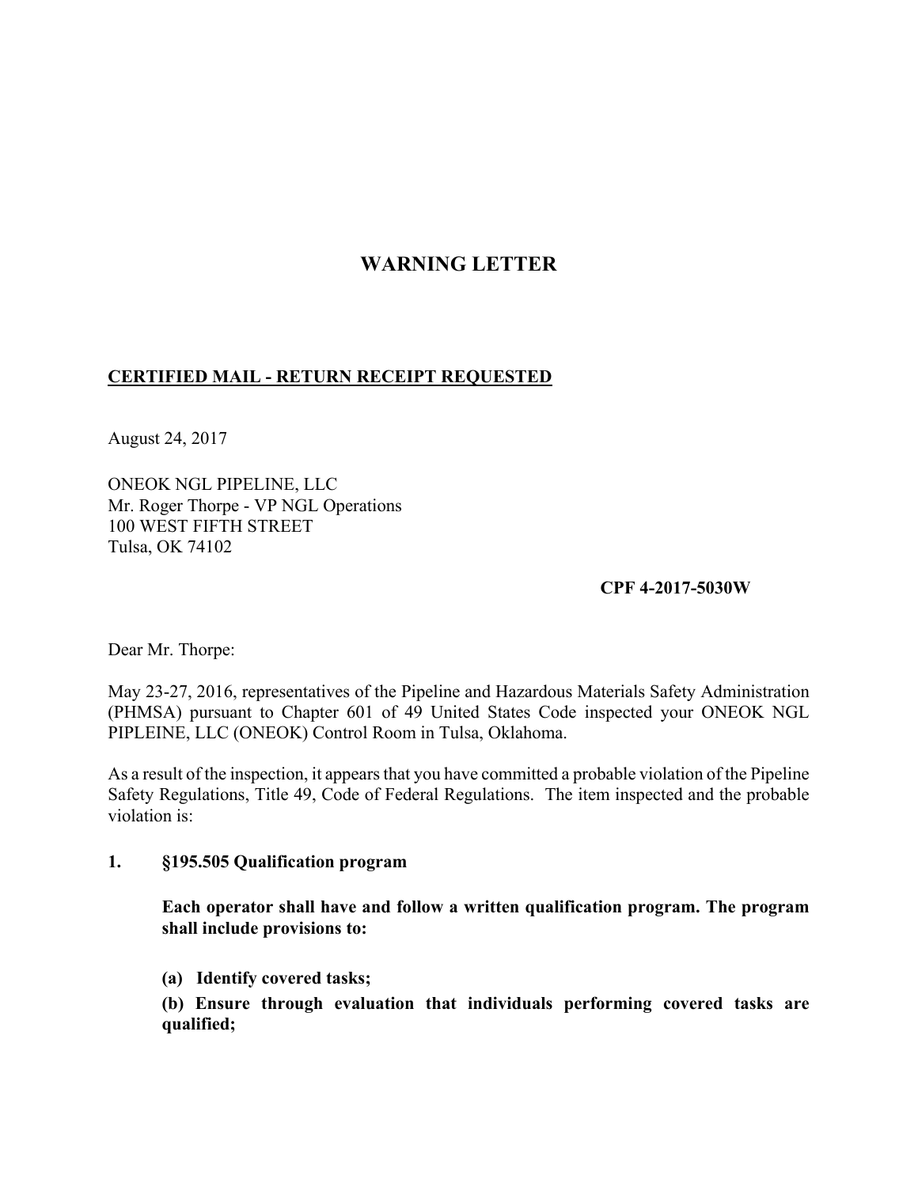# WARNING LETTER

**CERTIFIED MAIL - RETURN RECEIPT REQUESTED**

August 24, 2017

ONEOK NGL PIPELINE, LLC
Mr. Roger Thorpe - VP NGL Operations
100 WEST FIFTH STREET
Tulsa, OK 74102

**CPF 4-2017-5030W**

Dear Mr. Thorpe:

May 23-27, 2016, representatives of the Pipeline and Hazardous Materials Safety Administration (PHMSA) pursuant to Chapter 601 of 49 United States Code inspected your ONEOK NGL PIPLEINE, LLC (ONEOK) Control Room in Tulsa, Oklahoma.

As a result of the inspection, it appears that you have committed a probable violation of the Pipeline Safety Regulations, Title 49, Code of Federal Regulations. The item inspected and the probable violation is:

**1. §195.505 Qualification program**

**Each operator shall have and follow a written qualification program. The program shall include provisions to:**

**(a) Identify covered tasks;**

**(b) Ensure through evaluation that individuals performing covered tasks are qualified;**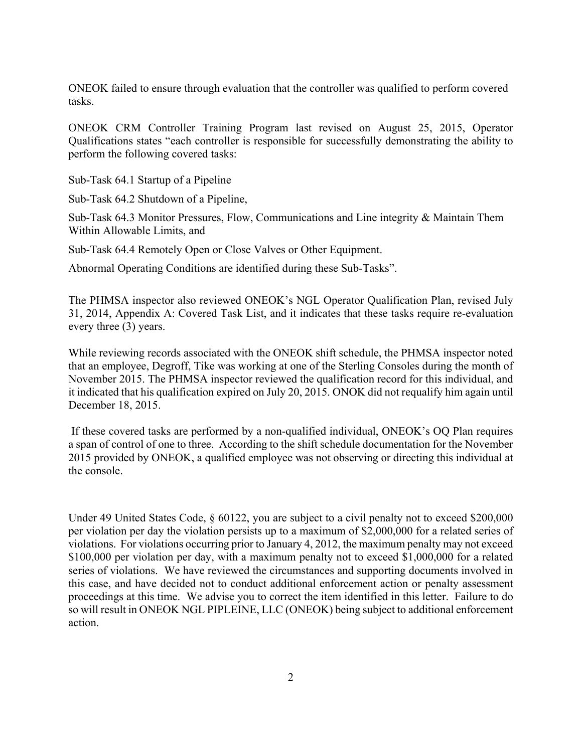ONEOK failed to ensure through evaluation that the controller was qualified to perform covered tasks.

ONEOK CRM Controller Training Program last revised on August 25, 2015, Operator Qualifications states "each controller is responsible for successfully demonstrating the ability to perform the following covered tasks:

Sub-Task 64.1 Startup of a Pipeline

Sub-Task 64.2 Shutdown of a Pipeline,

Sub-Task 64.3 Monitor Pressures, Flow, Communications and Line integrity & Maintain Them Within Allowable Limits, and

Sub-Task 64.4 Remotely Open or Close Valves or Other Equipment.

Abnormal Operating Conditions are identified during these Sub-Tasks".

The PHMSA inspector also reviewed ONEOK's NGL Operator Qualification Plan, revised July 31, 2014, Appendix A: Covered Task List, and it indicates that these tasks require re-evaluation every three (3) years.

While reviewing records associated with the ONEOK shift schedule, the PHMSA inspector noted that an employee, Degroff, Tike was working at one of the Sterling Consoles during the month of November 2015. The PHMSA inspector reviewed the qualification record for this individual, and it indicated that his qualification expired on July 20, 2015. ONOK did not requalify him again until December 18, 2015.

If these covered tasks are performed by a non-qualified individual, ONEOK's OQ Plan requires a span of control of one to three. According to the shift schedule documentation for the November 2015 provided by ONEOK, a qualified employee was not observing or directing this individual at the console.

Under 49 United States Code, § 60122, you are subject to a civil penalty not to exceed $200,000 per violation per day the violation persists up to a maximum of $2,000,000 for a related series of violations. For violations occurring prior to January 4, 2012, the maximum penalty may not exceed $100,000 per violation per day, with a maximum penalty not to exceed $1,000,000 for a related series of violations. We have reviewed the circumstances and supporting documents involved in this case, and have decided not to conduct additional enforcement action or penalty assessment proceedings at this time. We advise you to correct the item identified in this letter. Failure to do so will result in ONEOK NGL PIPLEINE, LLC (ONEOK) being subject to additional enforcement action.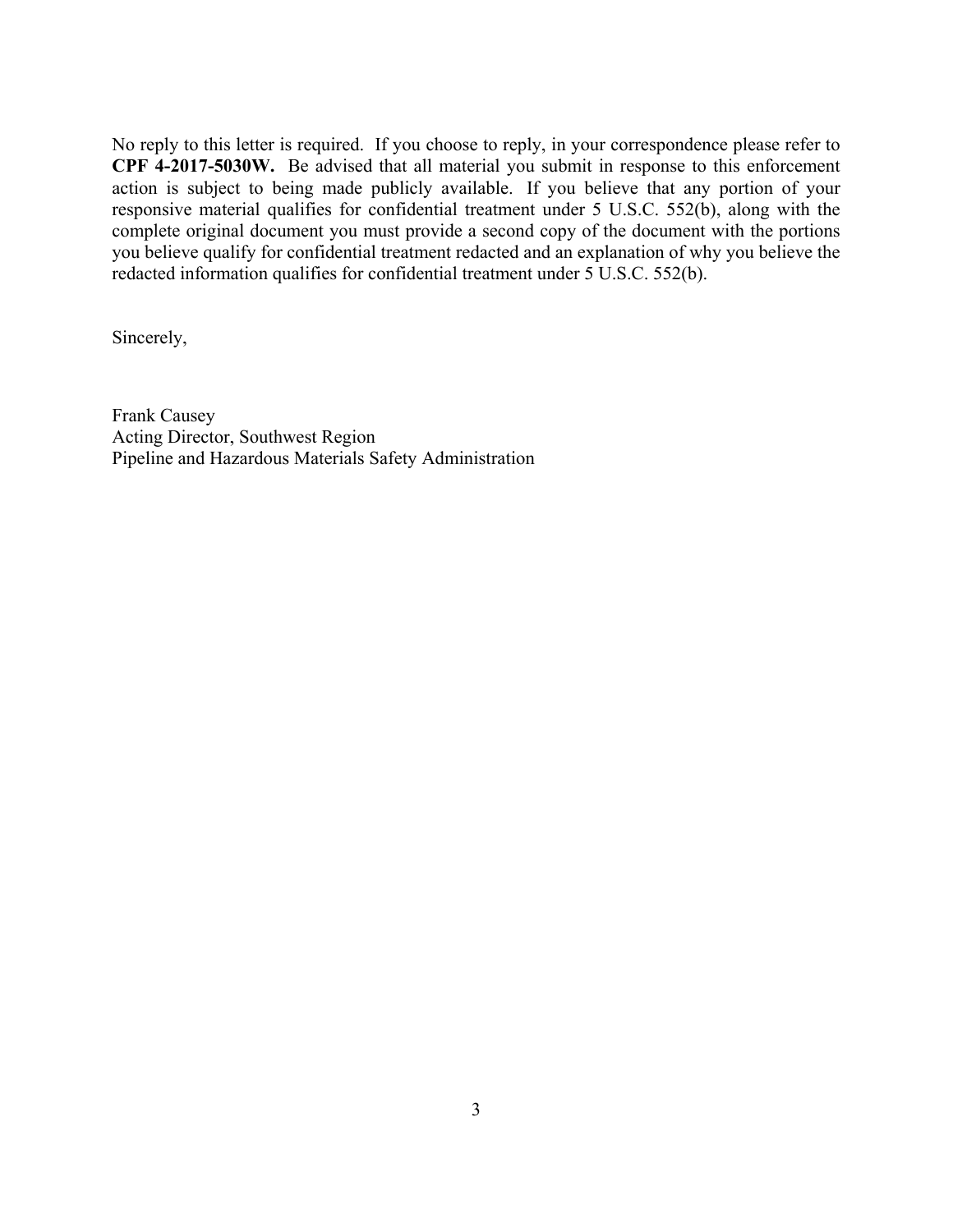No reply to this letter is required. If you choose to reply, in your correspondence please refer to **CPF 4-2017-5030W.** Be advised that all material you submit in response to this enforcement action is subject to being made publicly available. If you believe that any portion of your responsive material qualifies for confidential treatment under 5 U.S.C. 552(b), along with the complete original document you must provide a second copy of the document with the portions you believe qualify for confidential treatment redacted and an explanation of why you believe the redacted information qualifies for confidential treatment under 5 U.S.C. 552(b).

Sincerely,

Frank Causey  
Acting Director, Southwest Region  
Pipeline and Hazardous Materials Safety Administration